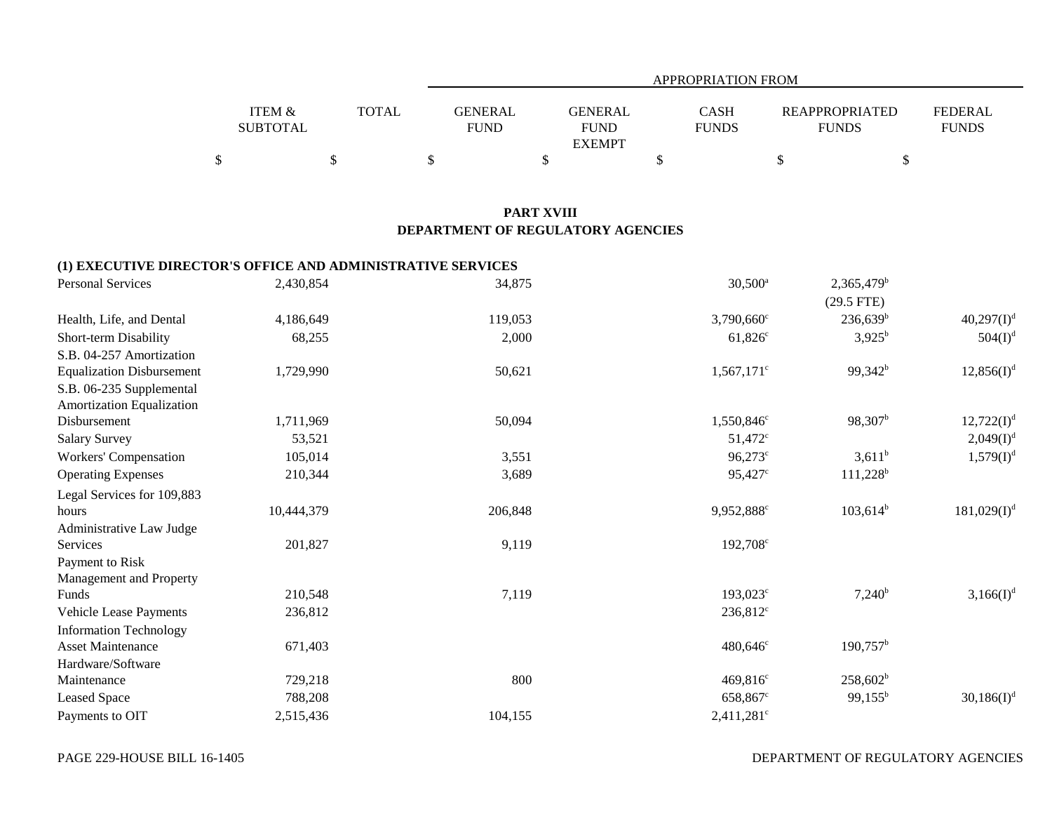| | ITEM & SUBTOTAL | TOTAL | APPROPRIATION FROM GENERAL FUND | GENERAL FUND EXEMPT | CASH FUNDS | REAPPROPRIATED FUNDS | FEDERAL FUNDS |
|---|---|---|---|---|---|---|---|
| | $ | $ | $ | $ | $ | $ | $ |

## PART XVIII
## DEPARTMENT OF REGULATORY AGENCIES

### (1) EXECUTIVE DIRECTOR'S OFFICE AND ADMINISTRATIVE SERVICES

| | ITEM & SUBTOTAL | TOTAL | GENERAL FUND | GENERAL FUND EXEMPT | CASH FUNDS | REAPPROPRIATED FUNDS | FEDERAL FUNDS |
|---|---|---|---|---|---|---|---|
| Personal Services | 2,430,854 | | 34,875 | | 30,500[a] | 2,365,479[b] (29.5 FTE) | |
| Health, Life, and Dental | 4,186,649 | | 119,053 | | 3,790,660[c] | 236,639[b] | 40,297(I)[d] |
| Short-term Disability | 68,255 | | 2,000 | | 61,826[c] | 3,925[b] | 504(I)[d] |
| S.B. 04-257 Amortization Equalization Disbursement | 1,729,990 | | 50,621 | | 1,567,171[c] | 99,342[b] | 12,856(I)[d] |
| S.B. 06-235 Supplemental Amortization Equalization Disbursement | 1,711,969 | | 50,094 | | 1,550,846[c] | 98,307[b] | 12,722(I)[d] |
| Salary Survey | 53,521 | | | | 51,472[c] | | 2,049(I)[d] |
| Workers' Compensation | 105,014 | | 3,551 | | 96,273[c] | 3,611[b] | 1,579(I)[d] |
| Operating Expenses | 210,344 | | 3,689 | | 95,427[c] | 111,228[b] | |
| Legal Services for 109,883 hours | 10,444,379 | | 206,848 | | 9,952,888[c] | 103,614[b] | 181,029(I)[d] |
| Administrative Law Judge Services | 201,827 | | 9,119 | | 192,708[c] | | |
| Payment to Risk Management and Property Funds | 210,548 | | 7,119 | | 193,023[c] | 7,240[b] | 3,166(I)[d] |
| Vehicle Lease Payments | 236,812 | | | | 236,812[c] | | |
| Information Technology Asset Maintenance | 671,403 | | | | 480,646[c] | 190,757[b] | |
| Hardware/Software Maintenance | 729,218 | | 800 | | 469,816[c] | 258,602[b] | |
| Leased Space | 788,208 | | | | 658,867[c] | 99,155[b] | 30,186(I)[d] |
| Payments to OIT | 2,515,436 | | 104,155 | | 2,411,281[c] | | |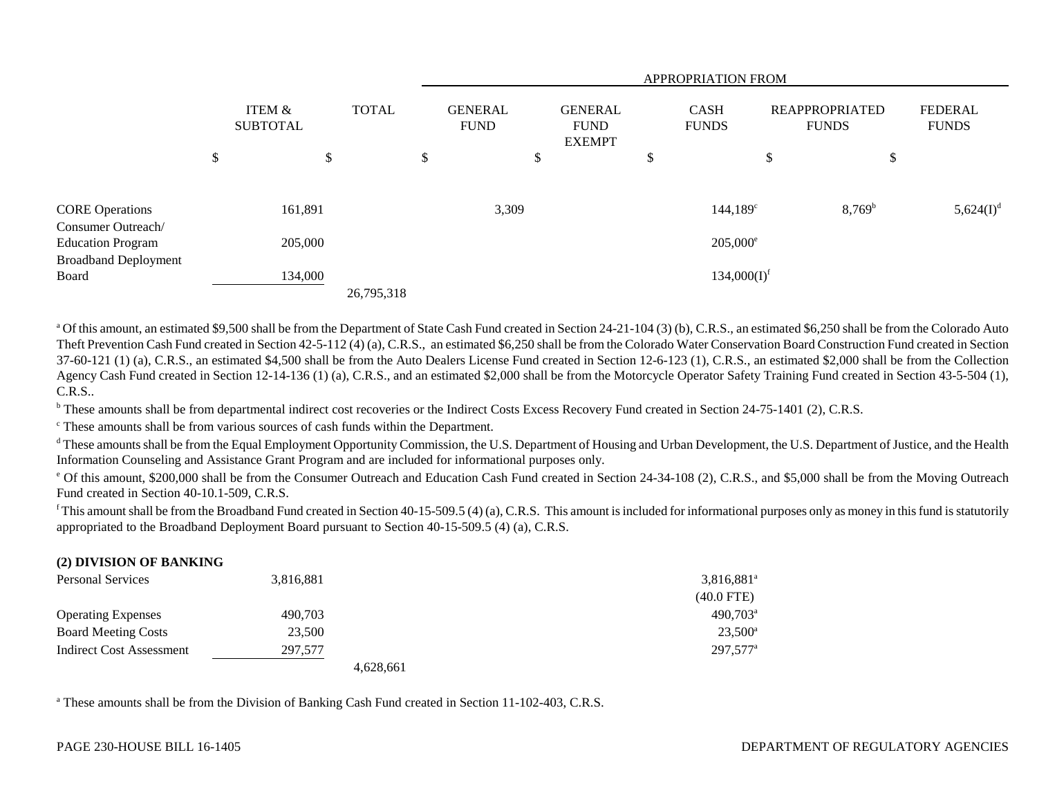| | ITEM & SUBTOTAL | TOTAL | APPROPRIATION FROM | | | | |
|---|---|---|---|---|---|---|---|
| | | | GENERAL FUND | GENERAL FUND EXEMPT | CASH FUNDS | REAPPROPRIATED FUNDS | FEDERAL FUNDS |
| | $ | $ | $ | $ | $ | $ | $ |
| CORE Operations | 161,891 | | 3,309 | | 144,189[c] | 8,769[b] | 5,624(I)[d] |
| Consumer Outreach/ Education Program | 205,000 | | | | 205,000[e] | | |
| Broadband Deployment Board | 134,000 | | | | 134,000(I)[f] | | |
| | | 26,795,318 | | | | | |

[a] Of this amount, an estimated $9,500 shall be from the Department of State Cash Fund created in Section 24-21-104 (3) (b), C.R.S., an estimated $6,250 shall be from the Colorado Auto Theft Prevention Cash Fund created in Section 42-5-112 (4) (a), C.R.S., an estimated $6,250 shall be from the Colorado Water Conservation Board Construction Fund created in Section 37-60-121 (1) (a), C.R.S., an estimated $4,500 shall be from the Auto Dealers License Fund created in Section 12-6-123 (1), C.R.S., an estimated $2,000 shall be from the Collection Agency Cash Fund created in Section 12-14-136 (1) (a), C.R.S., and an estimated $2,000 shall be from the Motorcycle Operator Safety Training Fund created in Section 43-5-504 (1), C.R.S..

[b] These amounts shall be from departmental indirect cost recoveries or the Indirect Costs Excess Recovery Fund created in Section 24-75-1401 (2), C.R.S.

[c] These amounts shall be from various sources of cash funds within the Department.

[d] These amounts shall be from the Equal Employment Opportunity Commission, the U.S. Department of Housing and Urban Development, the U.S. Department of Justice, and the Health Information Counseling and Assistance Grant Program and are included for informational purposes only.

[e] Of this amount, $200,000 shall be from the Consumer Outreach and Education Cash Fund created in Section 24-34-108 (2), C.R.S., and $5,000 shall be from the Moving Outreach Fund created in Section 40-10.1-509, C.R.S.

[f] This amount shall be from the Broadband Fund created in Section 40-15-509.5 (4) (a), C.R.S. This amount is included for informational purposes only as money in this fund is statutorily appropriated to the Broadband Deployment Board pursuant to Section 40-15-509.5 (4) (a), C.R.S.

**(2) DIVISION OF BANKING**

| | ITEM & SUBTOTAL | TOTAL | GENERAL FUND | GENERAL FUND EXEMPT | CASH FUNDS | REAPPROPRIATED FUNDS | FEDERAL FUNDS |
|---|---|---|---|---|---|---|---|
| Personal Services | 3,816,881 | | | | 3,816,881[a] (40.0 FTE) | | |
| Operating Expenses | 490,703 | | | | 490,703[a] | | |
| Board Meeting Costs | 23,500 | | | | 23,500[a] | | |
| Indirect Cost Assessment | 297,577 | | | | 297,577[a] | | |
| | | 4,628,661 | | | | | |

[a] These amounts shall be from the Division of Banking Cash Fund created in Section 11-102-403, C.R.S.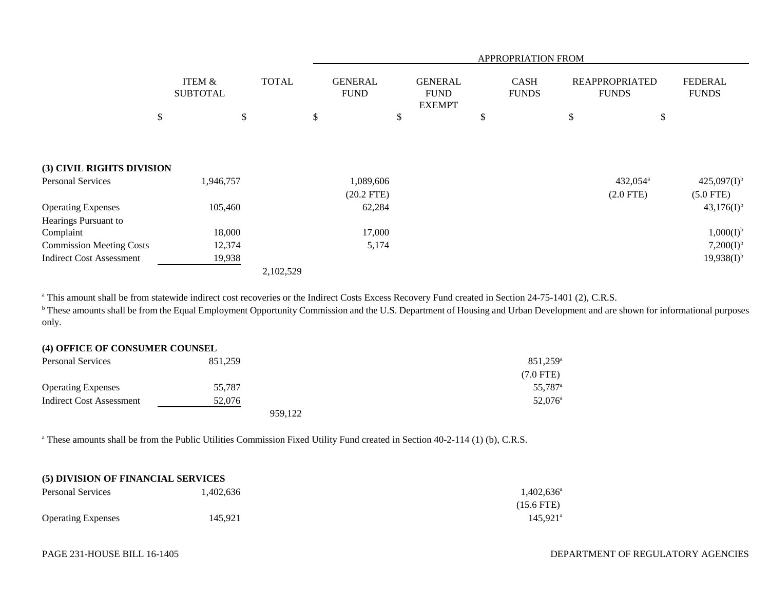| | ITEM & SUBTOTAL | TOTAL | APPROPRIATION FROM GENERAL FUND | GENERAL FUND EXEMPT | CASH FUNDS | REAPPROPRIATED FUNDS | FEDERAL FUNDS |
|---|---|---|---|---|---|---|---|
| | $ | $ | $ | $ | $ | $ | $ |
| **(3) CIVIL RIGHTS DIVISION** | | | | | | | |
| Personal Services | 1,946,757 | | 1,089,606 | | | 432,054[a] | 425,097(I)[b] |
| | | | (20.2 FTE) | | | (2.0 FTE) | (5.0 FTE) |
| Operating Expenses | 105,460 | | 62,284 | | | | 43,176(I)[b] |
| Hearings Pursuant to Complaint | 18,000 | | 17,000 | | | | 1,000(I)[b] |
| Commission Meeting Costs | 12,374 | | 5,174 | | | | 7,200(I)[b] |
| Indirect Cost Assessment | 19,938 | | | | | | 19,938(I)[b] |
| | | 2,102,529 | | | | | |

[a] This amount shall be from statewide indirect cost recoveries or the Indirect Costs Excess Recovery Fund created in Section 24-75-1401 (2), C.R.S.

[b] These amounts shall be from the Equal Employment Opportunity Commission and the U.S. Department of Housing and Urban Development and are shown for informational purposes only.

| | ITEM & SUBTOTAL | TOTAL | GENERAL FUND | GENERAL FUND EXEMPT | CASH FUNDS | REAPPROPRIATED FUNDS | FEDERAL FUNDS |
|---|---|---|---|---|---|---|---|
| **(4) OFFICE OF CONSUMER COUNSEL** | | | | | | | |
| Personal Services | 851,259 | | | | 851,259[a] | | |
| | | | | | (7.0 FTE) | | |
| Operating Expenses | 55,787 | | | | 55,787[a] | | |
| Indirect Cost Assessment | 52,076 | | | | 52,076[a] | | |
| | | 959,122 | | | | | |

[a] These amounts shall be from the Public Utilities Commission Fixed Utility Fund created in Section 40-2-114 (1) (b), C.R.S.

| | ITEM & SUBTOTAL | TOTAL | GENERAL FUND | GENERAL FUND EXEMPT | CASH FUNDS | REAPPROPRIATED FUNDS | FEDERAL FUNDS |
|---|---|---|---|---|---|---|---|
| **(5) DIVISION OF FINANCIAL SERVICES** | | | | | | | |
| Personal Services | 1,402,636 | | | | 1,402,636[a] | | |
| | | | | | (15.6 FTE) | | |
| Operating Expenses | 145,921 | | | | 145,921[a] | | |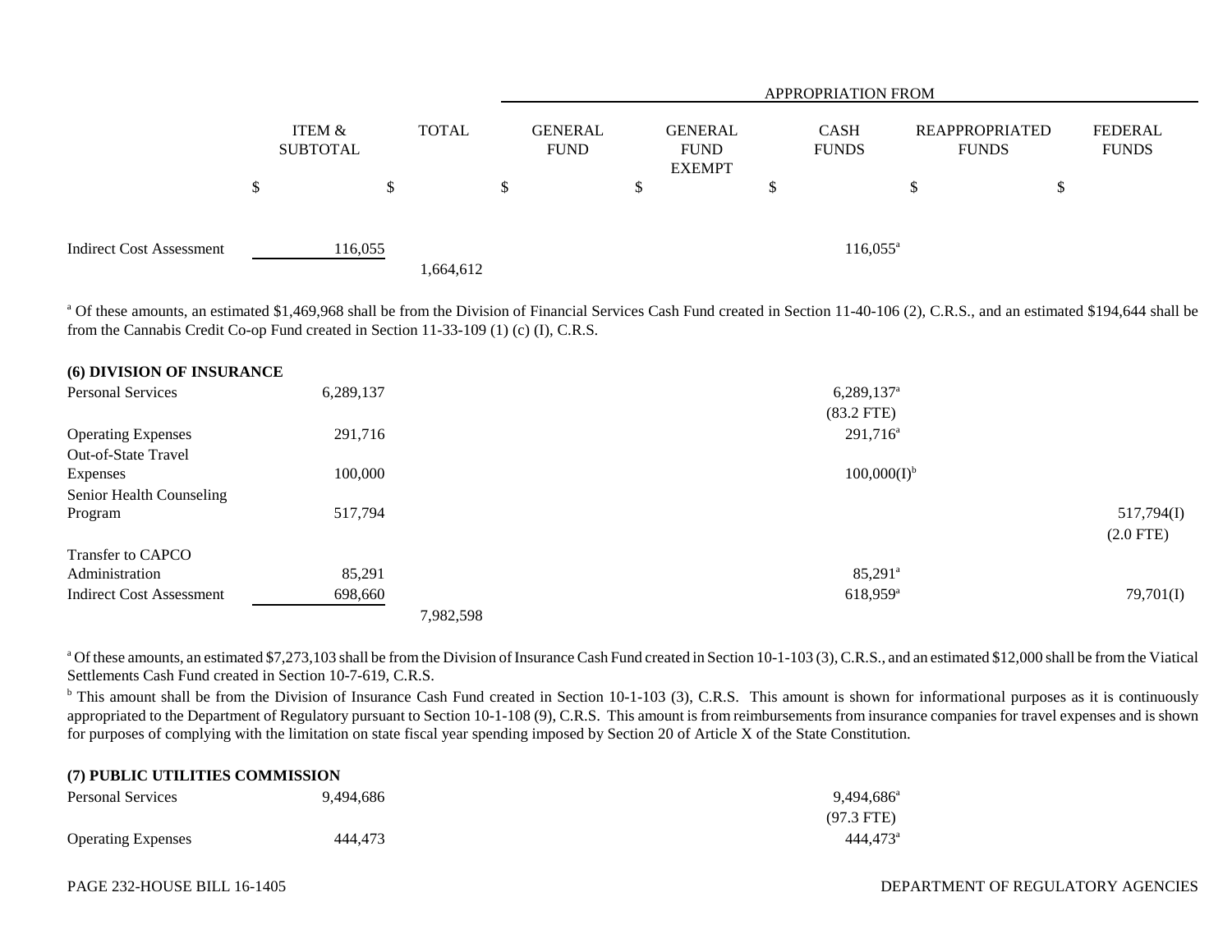| | ITEM & SUBTOTAL | TOTAL | APPROPRIATION FROM GENERAL FUND | GENERAL FUND EXEMPT | CASH FUNDS | REAPPROPRIATED FUNDS | FEDERAL FUNDS |
|---|---|---|---|---|---|---|---|
| | $ | $ | $ | $ | $ | $ | $ |
| Indirect Cost Assessment | 116,055 | | | | 116,055[a] | | |
| | | 1,664,612 | | | | | |

[a] Of these amounts, an estimated $1,469,968 shall be from the Division of Financial Services Cash Fund created in Section 11-40-106 (2), C.R.S., and an estimated $194,644 shall be from the Cannabis Credit Co-op Fund created in Section 11-33-109 (1) (c) (I), C.R.S.

**(6) DIVISION OF INSURANCE**

| | ITEM & SUBTOTAL | TOTAL | GENERAL FUND | GENERAL FUND EXEMPT | CASH FUNDS | REAPPROPRIATED FUNDS | FEDERAL FUNDS |
|---|---|---|---|---|---|---|---|
| Personal Services | 6,289,137 | | | | 6,289,137[a] | | |
| | | | | | (83.2 FTE) | | |
| Operating Expenses | 291,716 | | | | 291,716[a] | | |
| Out-of-State Travel Expenses | 100,000 | | | | 100,000(I)[b] | | |
| Senior Health Counseling Program | 517,794 | | | | | | 517,794(I) |
| | | | | | | | (2.0 FTE) |
| Transfer to CAPCO Administration | 85,291 | | | | 85,291[a] | | |
| Indirect Cost Assessment | 698,660 | | | | 618,959[a] | | 79,701(I) |
| | | 7,982,598 | | | | | |

[a] Of these amounts, an estimated $7,273,103 shall be from the Division of Insurance Cash Fund created in Section 10-1-103 (3), C.R.S., and an estimated $12,000 shall be from the Viatical Settlements Cash Fund created in Section 10-7-619, C.R.S.

[b] This amount shall be from the Division of Insurance Cash Fund created in Section 10-1-103 (3), C.R.S. This amount is shown for informational purposes as it is continuously appropriated to the Department of Regulatory pursuant to Section 10-1-108 (9), C.R.S. This amount is from reimbursements from insurance companies for travel expenses and is shown for purposes of complying with the limitation on state fiscal year spending imposed by Section 20 of Article X of the State Constitution.

**(7) PUBLIC UTILITIES COMMISSION**

| | ITEM & SUBTOTAL | TOTAL | GENERAL FUND | GENERAL FUND EXEMPT | CASH FUNDS | REAPPROPRIATED FUNDS | FEDERAL FUNDS |
|---|---|---|---|---|---|---|---|
| Personal Services | 9,494,686 | | | | 9,494,686[a] | | |
| | | | | | (97.3 FTE) | | |
| Operating Expenses | 444,473 | | | | 444,473[a] | | |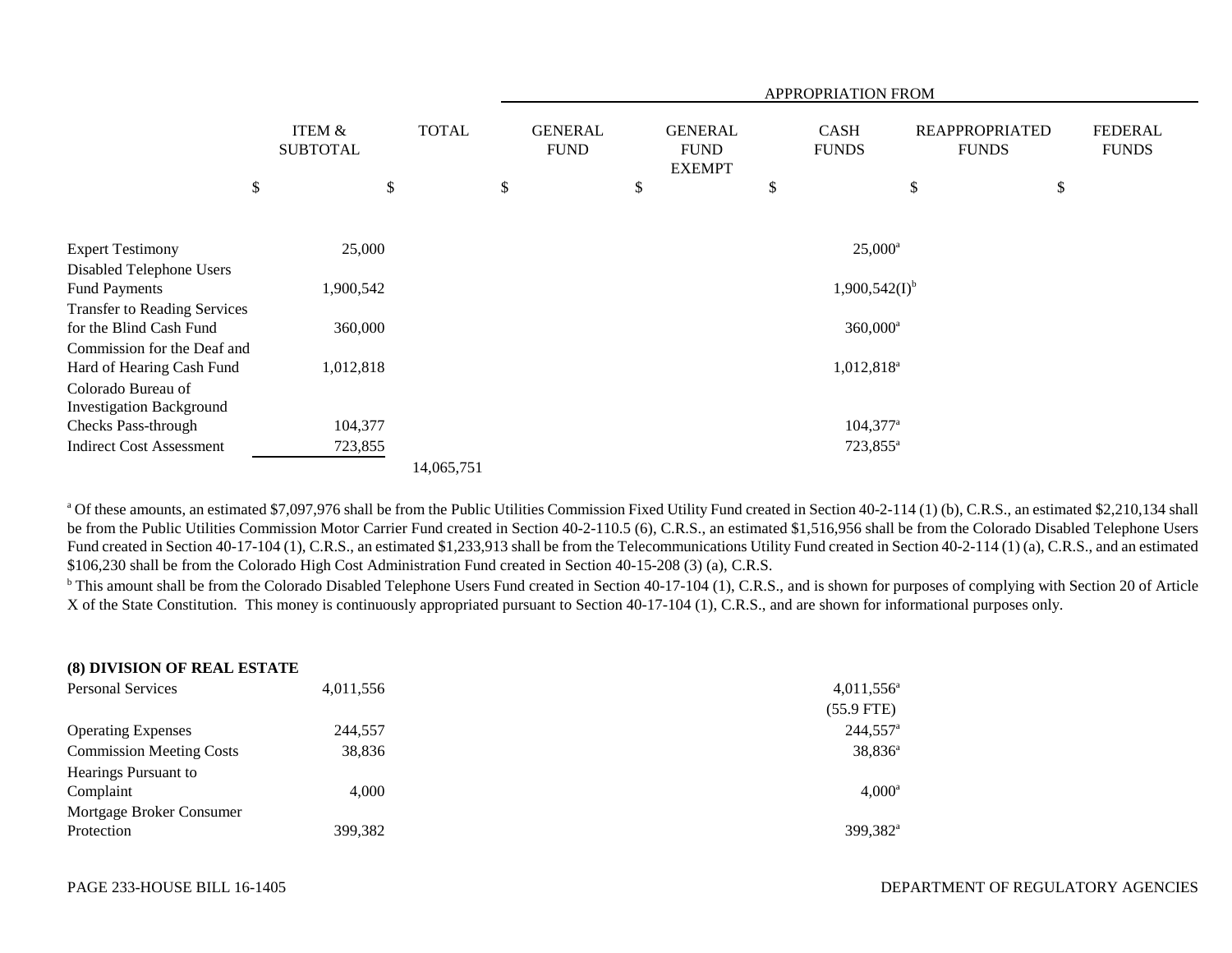| | ITEM & SUBTOTAL | TOTAL | GENERAL FUND | GENERAL FUND EXEMPT | CASH FUNDS | REAPPROPRIATED FUNDS | FEDERAL FUNDS |
|---|---|---|---|---|---|---|---|
| | | | APPROPRIATION FROM | | | | |
| | $ | $ | $ | $ | $ | $ | $ |
| Expert Testimony | 25,000 | | | | 25,000[a] | | |
| Disabled Telephone Users Fund Payments | 1,900,542 | | | | 1,900,542(I)[b] | | |
| Transfer to Reading Services for the Blind Cash Fund | 360,000 | | | | 360,000[a] | | |
| Commission for the Deaf and Hard of Hearing Cash Fund | 1,012,818 | | | | 1,012,818[a] | | |
| Colorado Bureau of Investigation Background Checks Pass-through | 104,377 | | | | 104,377[a] | | |
| Indirect Cost Assessment | 723,855 | | | | 723,855[a] | | |
| | | 14,065,751 | | | | | |

[a] Of these amounts, an estimated $7,097,976 shall be from the Public Utilities Commission Fixed Utility Fund created in Section 40-2-114 (1) (b), C.R.S., an estimated $2,210,134 shall be from the Public Utilities Commission Motor Carrier Fund created in Section 40-2-110.5 (6), C.R.S., an estimated $1,516,956 shall be from the Colorado Disabled Telephone Users Fund created in Section 40-17-104 (1), C.R.S., an estimated $1,233,913 shall be from the Telecommunications Utility Fund created in Section 40-2-114 (1) (a), C.R.S., and an estimated $106,230 shall be from the Colorado High Cost Administration Fund created in Section 40-15-208 (3) (a), C.R.S.

[b] This amount shall be from the Colorado Disabled Telephone Users Fund created in Section 40-17-104 (1), C.R.S., and is shown for purposes of complying with Section 20 of Article X of the State Constitution. This money is continuously appropriated pursuant to Section 40-17-104 (1), C.R.S., and are shown for informational purposes only.

**(8) DIVISION OF REAL ESTATE**

| | ITEM & SUBTOTAL | TOTAL | GENERAL FUND | GENERAL FUND EXEMPT | CASH FUNDS | REAPPROPRIATED FUNDS | FEDERAL FUNDS |
|---|---|---|---|---|---|---|---|
| Personal Services | 4,011,556 | | | | 4,011,556[a] (55.9 FTE) | | |
| Operating Expenses | 244,557 | | | | 244,557[a] | | |
| Commission Meeting Costs | 38,836 | | | | 38,836[a] | | |
| Hearings Pursuant to Complaint | 4,000 | | | | 4,000[a] | | |
| Mortgage Broker Consumer Protection | 399,382 | | | | 399,382[a] | | |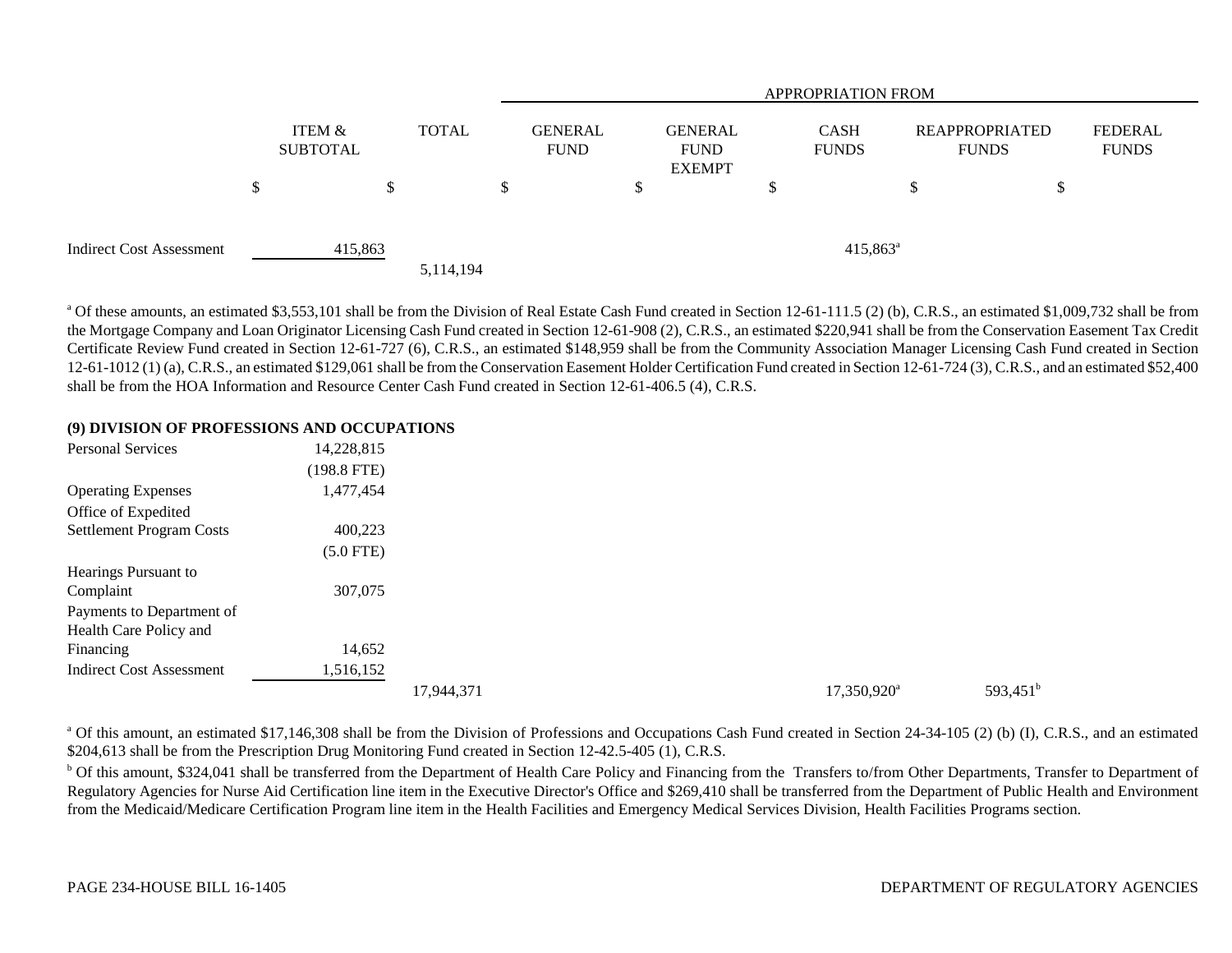| | ITEM & SUBTOTAL | TOTAL | APPROPRIATION FROM GENERAL FUND | GENERAL FUND EXEMPT | CASH FUNDS | REAPPROPRIATED FUNDS | FEDERAL FUNDS |
|---|---|---|---|---|---|---|---|
| | $ | $ | $ | $ | $ | $ | $ |
| Indirect Cost Assessment | 415,863 | | | | 415,863[a] | | |
| | | 5,114,194 | | | | | |

[a] Of these amounts, an estimated $3,553,101 shall be from the Division of Real Estate Cash Fund created in Section 12-61-111.5 (2) (b), C.R.S., an estimated $1,009,732 shall be from the Mortgage Company and Loan Originator Licensing Cash Fund created in Section 12-61-908 (2), C.R.S., an estimated $220,941 shall be from the Conservation Easement Tax Credit Certificate Review Fund created in Section 12-61-727 (6), C.R.S., an estimated $148,959 shall be from the Community Association Manager Licensing Cash Fund created in Section 12-61-1012 (1) (a), C.R.S., an estimated $129,061 shall be from the Conservation Easement Holder Certification Fund created in Section 12-61-724 (3), C.R.S., and an estimated $52,400 shall be from the HOA Information and Resource Center Cash Fund created in Section 12-61-406.5 (4), C.R.S.

**(9) DIVISION OF PROFESSIONS AND OCCUPATIONS**

| | ITEM & SUBTOTAL | TOTAL | GENERAL FUND | GENERAL FUND EXEMPT | CASH FUNDS | REAPPROPRIATED FUNDS | FEDERAL FUNDS |
|---|---|---|---|---|---|---|---|
| Personal Services | 14,228,815 | | | | | | |
| | (198.8 FTE) | | | | | | |
| Operating Expenses | 1,477,454 | | | | | | |
| Office of Expedited Settlement Program Costs | 400,223 | | | | | | |
| | (5.0 FTE) | | | | | | |
| Hearings Pursuant to Complaint | 307,075 | | | | | | |
| Payments to Department of Health Care Policy and Financing | 14,652 | | | | | | |
| Indirect Cost Assessment | 1,516,152 | | | | | | |
| | | 17,944,371 | | | 17,350,920[a] | 593,451[b] | |

[a] Of this amount, an estimated $17,146,308 shall be from the Division of Professions and Occupations Cash Fund created in Section 24-34-105 (2) (b) (I), C.R.S., and an estimated $204,613 shall be from the Prescription Drug Monitoring Fund created in Section 12-42.5-405 (1), C.R.S.

[b] Of this amount, $324,041 shall be transferred from the Department of Health Care Policy and Financing from the Transfers to/from Other Departments, Transfer to Department of Regulatory Agencies for Nurse Aid Certification line item in the Executive Director's Office and $269,410 shall be transferred from the Department of Public Health and Environment from the Medicaid/Medicare Certification Program line item in the Health Facilities and Emergency Medical Services Division, Health Facilities Programs section.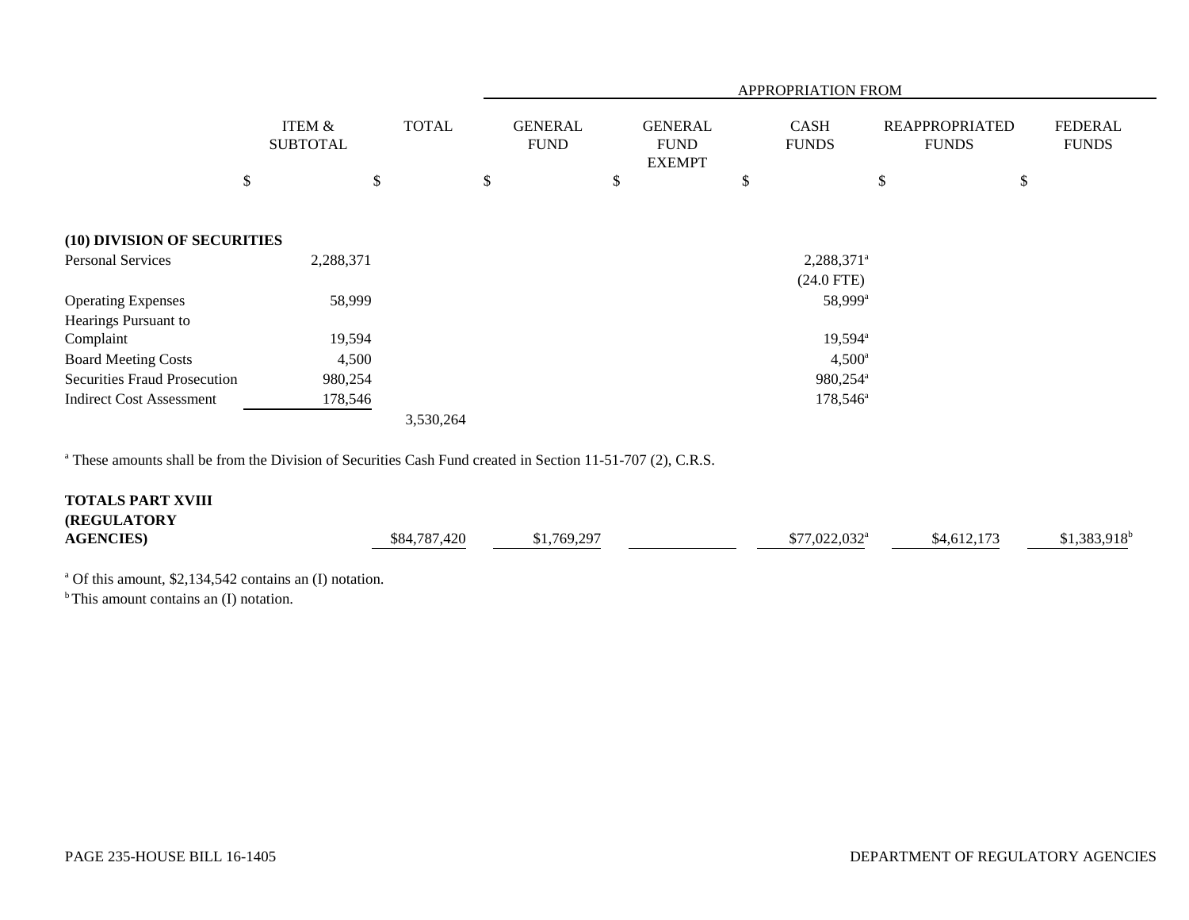| | ITEM & SUBTOTAL | TOTAL | APPROPRIATION FROM | | | | |
|---|---|---|---|---|---|---|---|
| | | | GENERAL FUND | GENERAL FUND EXEMPT | CASH FUNDS | REAPPROPRIATED FUNDS | FEDERAL FUNDS |
| | $ | $ | $ | $ | $ | $ | $ |
| **(10) DIVISION OF SECURITIES** | | | | | | | |
| Personal Services | 2,288,371 | | | | 2,288,371[a] | | |
| | | | | | (24.0 FTE) | | |
| Operating Expenses | 58,999 | | | | 58,999[a] | | |
| Hearings Pursuant to Complaint | 19,594 | | | | 19,594[a] | | |
| Board Meeting Costs | 4,500 | | | | 4,500[a] | | |
| Securities Fraud Prosecution | 980,254 | | | | 980,254[a] | | |
| Indirect Cost Assessment | 178,546 | | | | 178,546[a] | | |
| | | 3,530,264 | | | | | |

[a] These amounts shall be from the Division of Securities Cash Fund created in Section 11-51-707 (2), C.R.S.

| | ITEM & SUBTOTAL | TOTAL | GENERAL FUND | GENERAL FUND EXEMPT | CASH FUNDS | REAPPROPRIATED FUNDS | FEDERAL FUNDS |
|---|---|---|---|---|---|---|---|
| **TOTALS PART XVIII (REGULATORY AGENCIES)** | | $84,787,420 | $1,769,297 | | $77,022,032[a] | $4,612,173 | $1,383,918[b] |

[a] Of this amount, $2,134,542 contains an (I) notation.

[b] This amount contains an (I) notation.